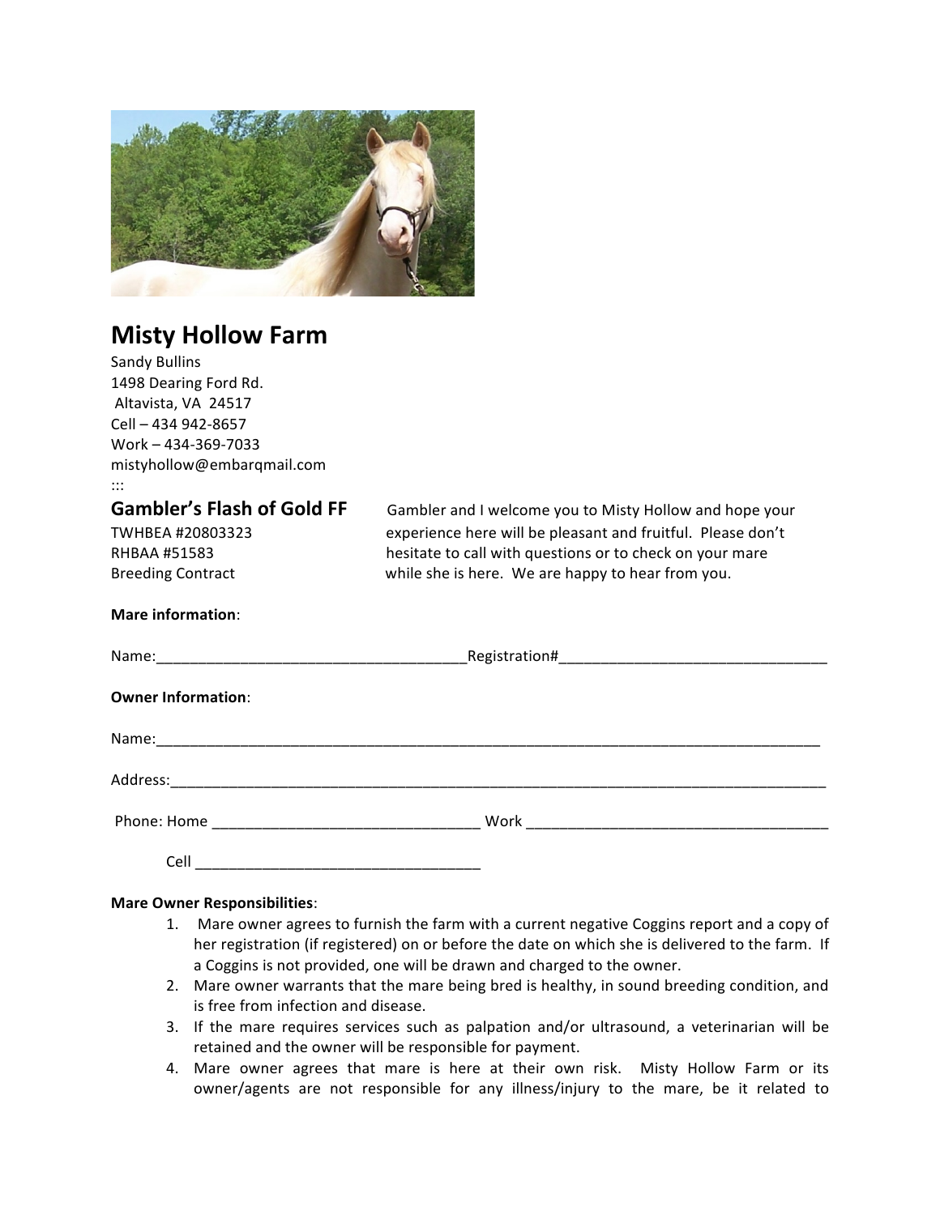# Misty Hollow Farm

Sandy Bullins
1498 Dearing Ford Rd.
Altavista, VA 24517
Cell – 434 942-8657
Work – 434-369-7033
mistyhollow@embarqmail.com
:::

## Gambler's Flash of Gold FF

TWHBEA #20803323
RHBAA #51583
Breeding Contract

Gambler and I welcome you to Misty Hollow and hope your experience here will be pleasant and fruitful. Please don't hesitate to call with questions or to check on your mare while she is here. We are happy to hear from you.

**Mare information**:

Name:_____________________________________Registration#________________________________

**Owner Information**:

Name:_________________________________________________________________________________

Address:_______________________________________________________________________________

Phone: Home ________________________________ Work _____________________________________

Cell __________________________________

**Mare Owner Responsibilities**:

1. Mare owner agrees to furnish the farm with a current negative Coggins report and a copy of her registration (if registered) on or before the date on which she is delivered to the farm. If a Coggins is not provided, one will be drawn and charged to the owner.
2. Mare owner warrants that the mare being bred is healthy, in sound breeding condition, and is free from infection and disease.
3. If the mare requires services such as palpation and/or ultrasound, a veterinarian will be retained and the owner will be responsible for payment.
4. Mare owner agrees that mare is here at their own risk. Misty Hollow Farm or its owner/agents are not responsible for any illness/injury to the mare, be it related to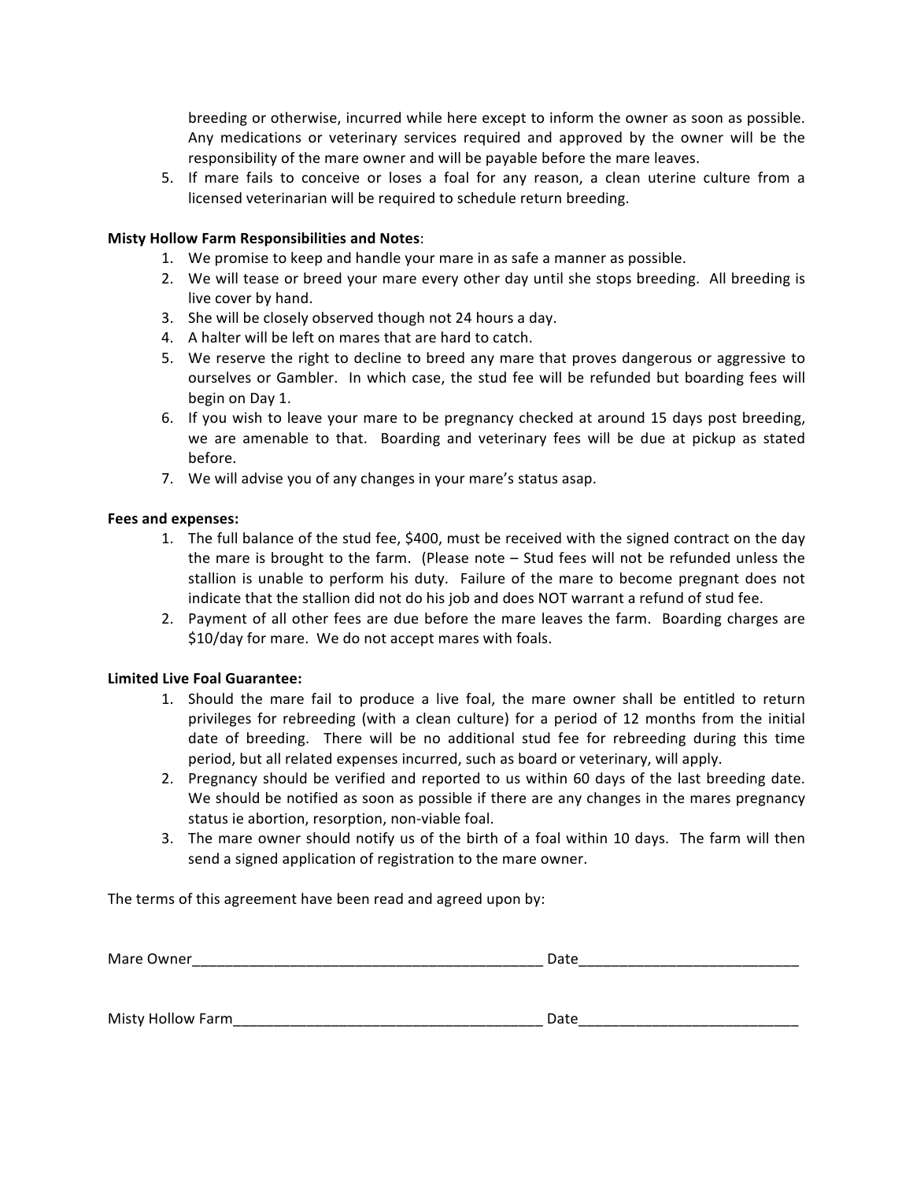breeding or otherwise, incurred while here except to inform the owner as soon as possible. Any medications or veterinary services required and approved by the owner will be the responsibility of the mare owner and will be payable before the mare leaves.

5. If mare fails to conceive or loses a foal for any reason, a clean uterine culture from a licensed veterinarian will be required to schedule return breeding.

**Misty Hollow Farm Responsibilities and Notes**:

1. We promise to keep and handle your mare in as safe a manner as possible.
2. We will tease or breed your mare every other day until she stops breeding. All breeding is live cover by hand.
3. She will be closely observed though not 24 hours a day.
4. A halter will be left on mares that are hard to catch.
5. We reserve the right to decline to breed any mare that proves dangerous or aggressive to ourselves or Gambler. In which case, the stud fee will be refunded but boarding fees will begin on Day 1.
6. If you wish to leave your mare to be pregnancy checked at around 15 days post breeding, we are amenable to that. Boarding and veterinary fees will be due at pickup as stated before.
7. We will advise you of any changes in your mare's status asap.

**Fees and expenses:**

1. The full balance of the stud fee, $400, must be received with the signed contract on the day the mare is brought to the farm. (Please note – Stud fees will not be refunded unless the stallion is unable to perform his duty. Failure of the mare to become pregnant does not indicate that the stallion did not do his job and does NOT warrant a refund of stud fee.
2. Payment of all other fees are due before the mare leaves the farm. Boarding charges are $10/day for mare. We do not accept mares with foals.

**Limited Live Foal Guarantee:**

1. Should the mare fail to produce a live foal, the mare owner shall be entitled to return privileges for rebreeding (with a clean culture) for a period of 12 months from the initial date of breeding. There will be no additional stud fee for rebreeding during this time period, but all related expenses incurred, such as board or veterinary, will apply.
2. Pregnancy should be verified and reported to us within 60 days of the last breeding date. We should be notified as soon as possible if there are any changes in the mares pregnancy status ie abortion, resorption, non-viable foal.
3. The mare owner should notify us of the birth of a foal within 10 days. The farm will then send a signed application of registration to the mare owner.

The terms of this agreement have been read and agreed upon by:

Mare Owner_____________________________________________ Date___________________________

Misty Hollow Farm_______________________________________ Date___________________________